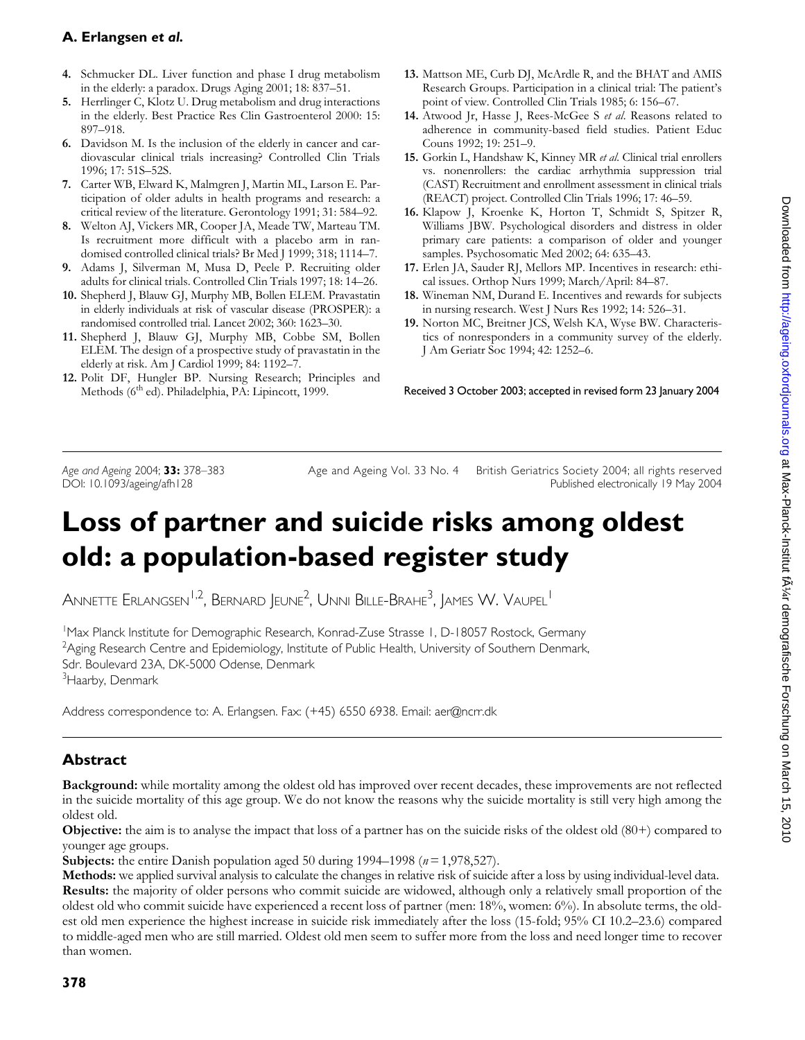4. Schmucker DL. Liver function and phase I drug metabolism in the elderly: a paradox. Drugs Aging 2001; 18: 837–51.
5. Herrlinger C, Klotz U. Drug metabolism and drug interactions in the elderly. Best Practice Res Clin Gastroenterol 2000: 15: 897–918.
6. Davidson M. Is the inclusion of the elderly in cancer and cardiovascular clinical trials increasing? Controlled Clin Trials 1996; 17: 51S–52S.
7. Carter WB, Elward K, Malmgren J, Martin ML, Larson E. Participation of older adults in health programs and research: a critical review of the literature. Gerontology 1991; 31: 584–92.
8. Welton AJ, Vickers MR, Cooper JA, Meade TW, Marteau TM. Is recruitment more difficult with a placebo arm in randomised controlled clinical trials? Br Med J 1999; 318; 1114–7.
9. Adams J, Silverman M, Musa D, Peele P. Recruiting older adults for clinical trials. Controlled Clin Trials 1997; 18: 14–26.
10. Shepherd J, Blauw GJ, Murphy MB, Bollen ELEM. Pravastatin in elderly individuals at risk of vascular disease (PROSPER): a randomised controlled trial. Lancet 2002; 360: 1623–30.
11. Shepherd J, Blauw GJ, Murphy MB, Cobbe SM, Bollen ELEM. The design of a prospective study of pravastatin in the elderly at risk. Am J Cardiol 1999; 84: 1192–7.
12. Polit DF, Hungler BP. Nursing Research; Principles and Methods (6th ed). Philadelphia, PA: Lipincott, 1999.
13. Mattson ME, Curb DJ, McArdle R, and the BHAT and AMIS Research Groups. Participation in a clinical trial: The patient's point of view. Controlled Clin Trials 1985; 6: 156–67.
14. Atwood Jr, Hasse J, Rees-McGee S *et al*. Reasons related to adherence in community-based field studies. Patient Educ Couns 1992; 19: 251–9.
15. Gorkin L, Handshaw K, Kinney MR *et al*. Clinical trial enrollers vs. nonenrollers: the cardiac arrhythmia suppression trial (CAST) Recruitment and enrollment assessment in clinical trials (REACT) project. Controlled Clin Trials 1996; 17: 46–59.
16. Klapow J, Kroenke K, Horton T, Schmidt S, Spitzer R, Williams JBW. Psychological disorders and distress in older primary care patients: a comparison of older and younger samples. Psychosomatic Med 2002; 64: 635–43.
17. Erlen JA, Sauder RJ, Mellors MP. Incentives in research: ethical issues. Orthop Nurs 1999; March/April: 84–87.
18. Wineman NM, Durand E. Incentives and rewards for subjects in nursing research. West J Nurs Res 1992; 14: 526–31.
19. Norton MC, Breitner JCS, Welsh KA, Wyse BW. Characteristics of nonresponders in a community survey of the elderly. J Am Geriatr Soc 1994; 42: 1252–6.

Received 3 October 2003; accepted in revised form 23 January 2004

---

*Age and Ageing* 2004; **33:** 378–383
DOI: 10.1093/ageing/afh128

Age and Ageing Vol. 33 No. 4 British Geriatrics Society 2004; all rights reserved
Published electronically 19 May 2004

# Loss of partner and suicide risks among oldest old: a population-based register study

Annette Erlangsen[1,2], Bernard Jeune[2], Unni Bille-Brahe[3], James W. Vaupel[1]

[1]Max Planck Institute for Demographic Research, Konrad-Zuse Strasse 1, D-18057 Rostock, Germany
[2]Aging Research Centre and Epidemiology, Institute of Public Health, University of Southern Denmark, Sdr. Boulevard 23A, DK-5000 Odense, Denmark
[3]Haarby, Denmark

Address correspondence to: A. Erlangsen. Fax: (+45) 6550 6938. Email: aer@ncrr.dk

## Abstract

**Background:** while mortality among the oldest old has improved over recent decades, these improvements are not reflected in the suicide mortality of this age group. We do not know the reasons why the suicide mortality is still very high among the oldest old.

**Objective:** the aim is to analyse the impact that loss of a partner has on the suicide risks of the oldest old (80+) compared to younger age groups.

**Subjects:** the entire Danish population aged 50 during 1994–1998 ($n = 1{,}978{,}527$).

**Methods:** we applied survival analysis to calculate the changes in relative risk of suicide after a loss by using individual-level data.

**Results:** the majority of older persons who commit suicide are widowed, although only a relatively small proportion of the oldest old who commit suicide have experienced a recent loss of partner (men: 18%, women: 6%). In absolute terms, the oldest old men experience the highest increase in suicide risk immediately after the loss (15-fold; 95% CI 10.2–23.6) compared to middle-aged men who are still married. Oldest old men seem to suffer more from the loss and need longer time to recover than women.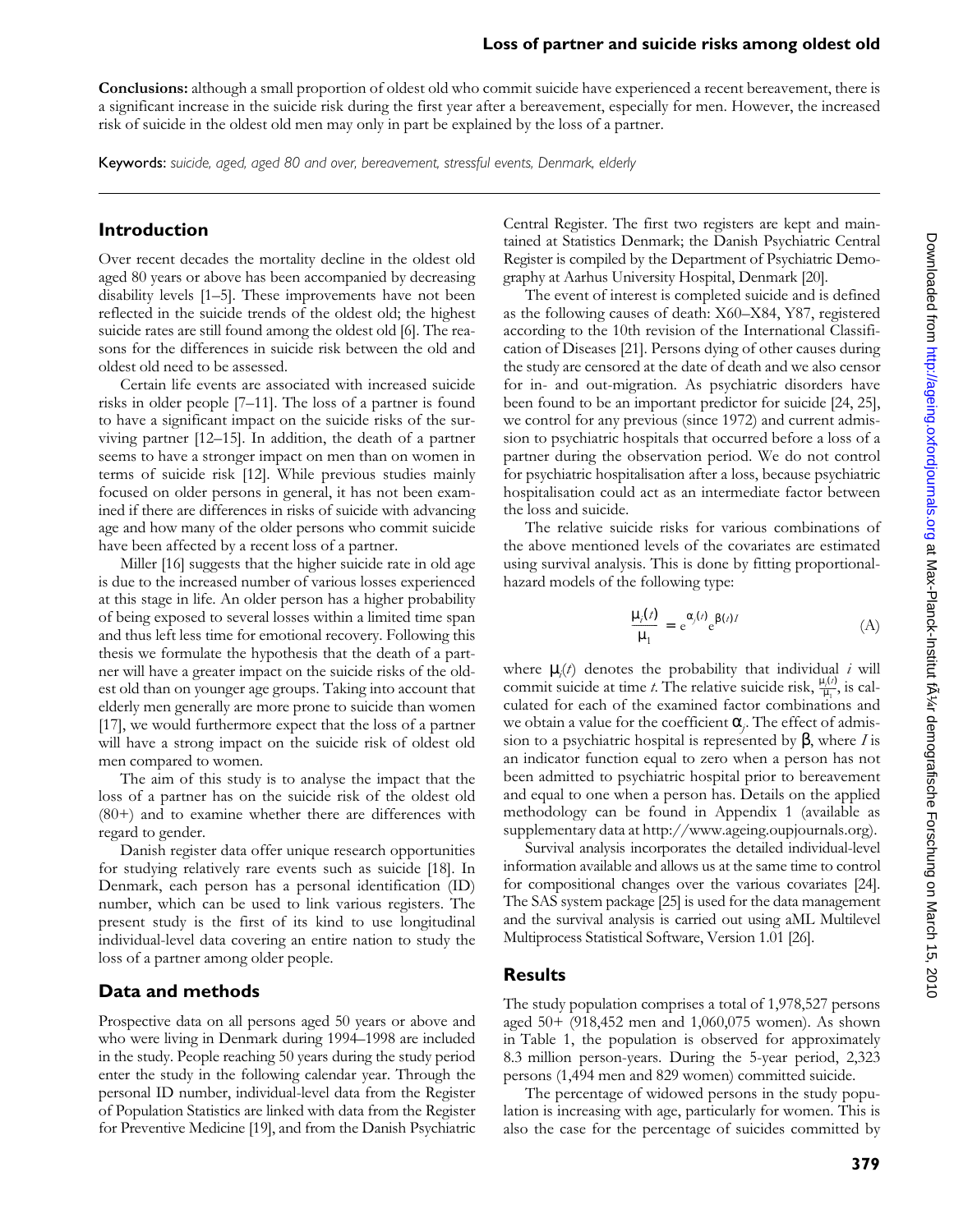**Conclusions:** although a small proportion of oldest old who commit suicide have experienced a recent bereavement, there is a significant increase in the suicide risk during the first year after a bereavement, especially for men. However, the increased risk of suicide in the oldest old men may only in part be explained by the loss of a partner.

**Keywords:** *suicide, aged, aged 80 and over, bereavement, stressful events, Denmark, elderly*

## Introduction

Over recent decades the mortality decline in the oldest old aged 80 years or above has been accompanied by decreasing disability levels [1–5]. These improvements have not been reflected in the suicide trends of the oldest old; the highest suicide rates are still found among the oldest old [6]. The reasons for the differences in suicide risk between the old and oldest old need to be assessed.

Certain life events are associated with increased suicide risks in older people [7–11]. The loss of a partner is found to have a significant impact on the suicide risks of the surviving partner [12–15]. In addition, the death of a partner seems to have a stronger impact on men than on women in terms of suicide risk [12]. While previous studies mainly focused on older persons in general, it has not been examined if there are differences in risks of suicide with advancing age and how many of the older persons who commit suicide have been affected by a recent loss of a partner.

Miller [16] suggests that the higher suicide rate in old age is due to the increased number of various losses experienced at this stage in life. An older person has a higher probability of being exposed to several losses within a limited time span and thus left less time for emotional recovery. Following this thesis we formulate the hypothesis that the death of a partner will have a greater impact on the suicide risks of the oldest old than on younger age groups. Taking into account that elderly men generally are more prone to suicide than women [17], we would furthermore expect that the loss of a partner will have a strong impact on the suicide risk of oldest old men compared to women.

The aim of this study is to analyse the impact that the loss of a partner has on the suicide risk of the oldest old (80+) and to examine whether there are differences with regard to gender.

Danish register data offer unique research opportunities for studying relatively rare events such as suicide [18]. In Denmark, each person has a personal identification (ID) number, which can be used to link various registers. The present study is the first of its kind to use longitudinal individual-level data covering an entire nation to study the loss of a partner among older people.

## Data and methods

Prospective data on all persons aged 50 years or above and who were living in Denmark during 1994–1998 are included in the study. People reaching 50 years during the study period enter the study in the following calendar year. Through the personal ID number, individual-level data from the Register of Population Statistics are linked with data from the Register for Preventive Medicine [19], and from the Danish Psychiatric Central Register. The first two registers are kept and maintained at Statistics Denmark; the Danish Psychiatric Central Register is compiled by the Department of Psychiatric Demography at Aarhus University Hospital, Denmark [20].

The event of interest is completed suicide and is defined as the following causes of death: X60–X84, Y87, registered according to the 10th revision of the International Classification of Diseases [21]. Persons dying of other causes during the study are censored at the date of death and we also censor for in- and out-migration. As psychiatric disorders have been found to be an important predictor for suicide [24, 25], we control for any previous (since 1972) and current admission to psychiatric hospitals that occurred before a loss of a partner during the observation period. We do not control for psychiatric hospitalisation after a loss, because psychiatric hospitalisation could act as an intermediate factor between the loss and suicide.

The relative suicide risks for various combinations of the above mentioned levels of the covariates are estimated using survival analysis. This is done by fitting proportional-hazard models of the following type:

$$\frac{\mu_i(t)}{\mu_1} = e^{\alpha_j(t)} e^{\beta(t) I} \tag{A}$$

where $\mu_i(t)$ denotes the probability that individual $i$ will commit suicide at time $t$. The relative suicide risk, $\frac{\mu_i(t)}{\mu_1}$, is calculated for each of the examined factor combinations and we obtain a value for the coefficient $\alpha_j$. The effect of admission to a psychiatric hospital is represented by $\beta$, where $I$ is an indicator function equal to zero when a person has not been admitted to psychiatric hospital prior to bereavement and equal to one when a person has. Details on the applied methodology can be found in Appendix 1 (available as supplementary data at http://www.ageing.oupjournals.org).

Survival analysis incorporates the detailed individual-level information available and allows us at the same time to control for compositional changes over the various covariates [24]. The SAS system package [25] is used for the data management and the survival analysis is carried out using aML Multilevel Multiprocess Statistical Software, Version 1.01 [26].

## Results

The study population comprises a total of 1,978,527 persons aged 50+ (918,452 men and 1,060,075 women). As shown in Table 1, the population is observed for approximately 8.3 million person-years. During the 5-year period, 2,323 persons (1,494 men and 829 women) committed suicide.

The percentage of widowed persons in the study population is increasing with age, particularly for women. This is also the case for the percentage of suicides committed by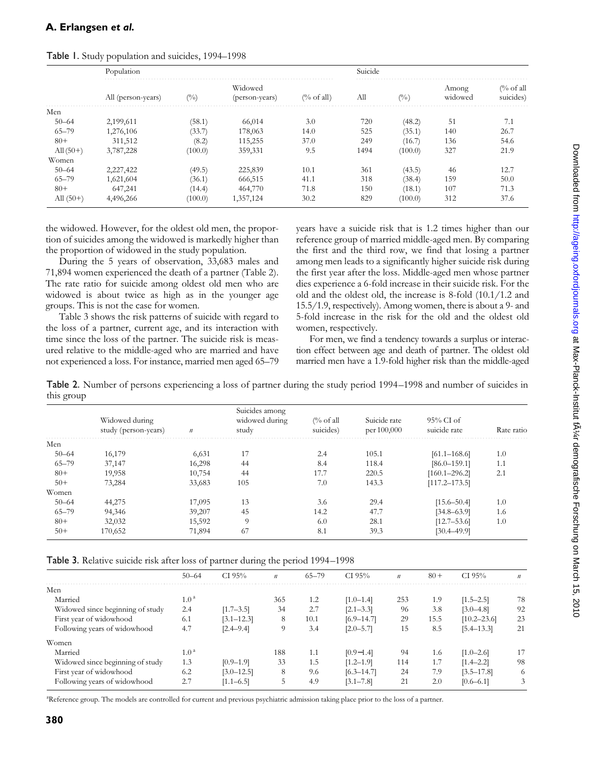Table 1. Study population and suicides, 1994–1998

| | Population | | | | Suicide | | | |
|---|---|---|---|---|---|---|---|---|
| | All (person-years) | (%) | Widowed (person-years) | (% of all) | All | (%) | Among widowed | (% of all suicides) |
| Men | | | | | | | | |
| 50–64 | 2,199,611 | (58.1) | 66,014 | 3.0 | 720 | (48.2) | 51 | 7.1 |
| 65–79 | 1,276,106 | (33.7) | 178,063 | 14.0 | 525 | (35.1) | 140 | 26.7 |
| 80+ | 311,512 | (8.2) | 115,255 | 37.0 | 249 | (16.7) | 136 | 54.6 |
| All (50+) | 3,787,228 | (100.0) | 359,331 | 9.5 | 1494 | (100.0) | 327 | 21.9 |
| Women | | | | | | | | |
| 50–64 | 2,227,422 | (49.5) | 225,839 | 10.1 | 361 | (43.5) | 46 | 12.7 |
| 65–79 | 1,621,604 | (36.1) | 666,515 | 41.1 | 318 | (38.4) | 159 | 50.0 |
| 80+ | 647,241 | (14.4) | 464,770 | 71.8 | 150 | (18.1) | 107 | 71.3 |
| All (50+) | 4,496,266 | (100.0) | 1,357,124 | 30.2 | 829 | (100.0) | 312 | 37.6 |

the widowed. However, for the oldest old men, the proportion of suicides among the widowed is markedly higher than the proportion of widowed in the study population.

During the 5 years of observation, 33,683 males and 71,894 women experienced the death of a partner (Table 2). The rate ratio for suicide among oldest old men who are widowed is about twice as high as in the younger age groups. This is not the case for women.

Table 3 shows the risk patterns of suicide with regard to the loss of a partner, current age, and its interaction with time since the loss of the partner. The suicide risk is measured relative to the middle-aged who are married and have not experienced a loss. For instance, married men aged 65–79 years have a suicide risk that is 1.2 times higher than our reference group of married middle-aged men. By comparing the first and the third row, we find that losing a partner among men leads to a significantly higher suicide risk during the first year after the loss. Middle-aged men whose partner dies experience a 6-fold increase in their suicide risk. For the old and the oldest old, the increase is 8-fold (10.1/1.2 and 15.5/1.9, respectively). Among women, there is about a 9- and 5-fold increase in the risk for the old and the oldest old women, respectively.

For men, we find a tendency towards a surplus or interaction effect between age and death of partner. The oldest old married men have a 1.9-fold higher risk than the middle-aged

Table 2. Number of persons experiencing a loss of partner during the study period 1994–1998 and number of suicides in this group

| | Widowed during study (person-years) | $n$ | Suicides among widowed during study | (% of all suicides) | Suicide rate per 100,000 | 95% CI of suicide rate | Rate ratio |
|---|---|---|---|---|---|---|---|
| Men | | | | | | | |
| 50–64 | 16,179 | 6,631 | 17 | 2.4 | 105.1 | [61.1–168.6] | 1.0 |
| 65–79 | 37,147 | 16,298 | 44 | 8.4 | 118.4 | [86.0–159.1] | 1.1 |
| 80+ | 19,958 | 10,754 | 44 | 17.7 | 220.5 | [160.1–296.2] | 2.1 |
| 50+ | 73,284 | 33,683 | 105 | 7.0 | 143.3 | [117.2–173.5] | |
| Women | | | | | | | |
| 50–64 | 44,275 | 17,095 | 13 | 3.6 | 29.4 | [15.6–50.4] | 1.0 |
| 65–79 | 94,346 | 39,207 | 45 | 14.2 | 47.7 | [34.8–63.9] | 1.6 |
| 80+ | 32,032 | 15,592 | 9 | 6.0 | 28.1 | [12.7–53.6] | 1.0 |
| 50+ | 170,652 | 71,894 | 67 | 8.1 | 39.3 | [30.4–49.9] | |

Table 3. Relative suicide risk after loss of partner during the period 1994–1998

| | 50–64 | CI 95% | $n$ | 65–79 | CI 95% | $n$ | 80+ | CI 95% | $n$ |
|---|---|---|---|---|---|---|---|---|---|
| Men | | | | | | | | | |
| Married | 1.0[a] | | 365 | 1.2 | [1.0–1.4] | 253 | 1.9 | [1.5–2.5] | 78 |
| Widowed since beginning of study | 2.4 | [1.7–3.5] | 34 | 2.7 | [2.1–3.3] | 96 | 3.8 | [3.0–4.8] | 92 |
| First year of widowhood | 6.1 | [3.1–12.3] | 8 | 10.1 | [6.9–14.7] | 29 | 15.5 | [10.2–23.6] | 23 |
| Following years of widowhood | 4.7 | [2.4–9.4] | 9 | 3.4 | [2.0–5.7] | 15 | 8.5 | [5.4–13.3] | 21 |
| Women | | | | | | | | | |
| Married | 1.0[a] | | 188 | 1.1 | [0.9–1.4] | 94 | 1.6 | [1.0–2.6] | 17 |
| Widowed since beginning of study | 1.3 | [0.9–1.9] | 33 | 1.5 | [1.2–1.9] | 114 | 1.7 | [1.4–2.2] | 98 |
| First year of widowhood | 6.2 | [3.0–12.5] | 8 | 9.6 | [6.3–14.7] | 24 | 7.9 | [3.5–17.8] | 6 |
| Following years of widowhood | 2.7 | [1.1–6.5] | 5 | 4.9 | [3.1–7.8] | 21 | 2.0 | [0.6–6.1] | 3 |

[a]Reference group. The models are controlled for current and previous psychiatric admission taking place prior to the loss of a partner.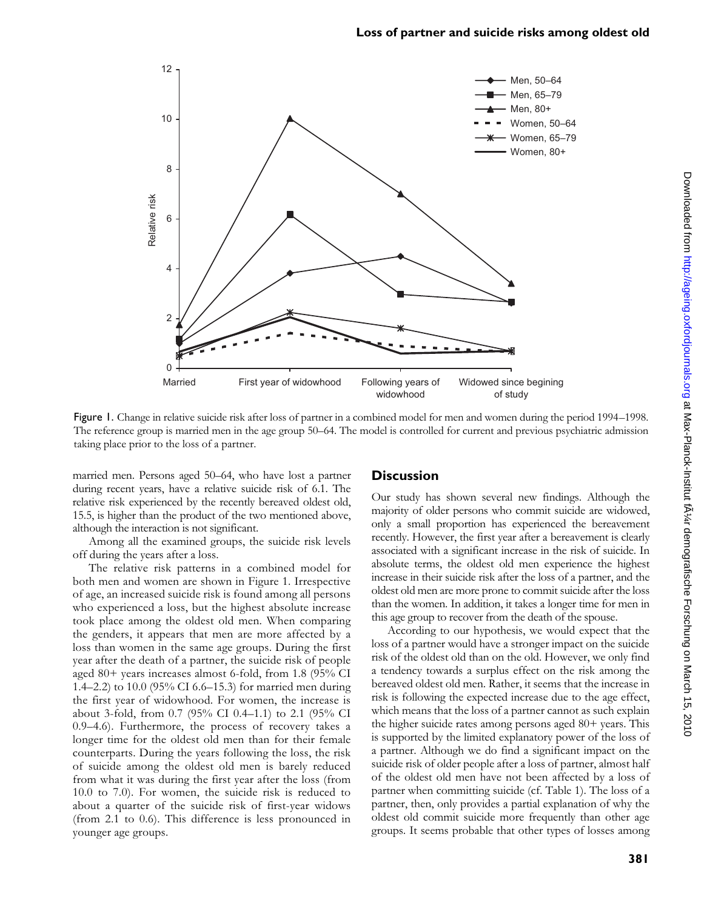12
10
8
6
4
2
0

Relative risk

Married
First year of widowhood
Following years of widowhood
Widowed since begining of study

Men, 50–64
Men, 65–79
Men, 80+
Women, 50–64
Women, 65–79
Women, 80+

Figure 1. Change in relative suicide risk after loss of partner in a combined model for men and women during the period 1994–1998. The reference group is married men in the age group 50–64. The model is controlled for current and previous psychiatric admission taking place prior to the loss of a partner.

married men. Persons aged 50–64, who have lost a partner during recent years, have a relative suicide risk of 6.1. The relative risk experienced by the recently bereaved oldest old, 15.5, is higher than the product of the two mentioned above, although the interaction is not significant.

Among all the examined groups, the suicide risk levels off during the years after a loss.

The relative risk patterns in a combined model for both men and women are shown in Figure 1. Irrespective of age, an increased suicide risk is found among all persons who experienced a loss, but the highest absolute increase took place among the oldest old men. When comparing the genders, it appears that men are more affected by a loss than women in the same age groups. During the first year after the death of a partner, the suicide risk of people aged 80+ years increases almost 6-fold, from 1.8 (95% CI 1.4–2.2) to 10.0 (95% CI 6.6–15.3) for married men during the first year of widowhood. For women, the increase is about 3-fold, from 0.7 (95% CI 0.4–1.1) to 2.1 (95% CI 0.9–4.6). Furthermore, the process of recovery takes a longer time for the oldest old men than for their female counterparts. During the years following the loss, the risk of suicide among the oldest old men is barely reduced from what it was during the first year after the loss (from 10.0 to 7.0). For women, the suicide risk is reduced to about a quarter of the suicide risk of first-year widows (from 2.1 to 0.6). This difference is less pronounced in younger age groups.

## Discussion

Our study has shown several new findings. Although the majority of older persons who commit suicide are widowed, only a small proportion has experienced the bereavement recently. However, the first year after a bereavement is clearly associated with a significant increase in the risk of suicide. In absolute terms, the oldest old men experience the highest increase in their suicide risk after the loss of a partner, and the oldest old men are more prone to commit suicide after the loss than the women. In addition, it takes a longer time for men in this age group to recover from the death of the spouse.

According to our hypothesis, we would expect that the loss of a partner would have a stronger impact on the suicide risk of the oldest old than on the old. However, we only find a tendency towards a surplus effect on the risk among the bereaved oldest old men. Rather, it seems that the increase in risk is following the expected increase due to the age effect, which means that the loss of a partner cannot as such explain the higher suicide rates among persons aged 80+ years. This is supported by the limited explanatory power of the loss of a partner. Although we do find a significant impact on the suicide risk of older people after a loss of partner, almost half of the oldest old men have not been affected by a loss of partner when committing suicide (cf. Table 1). The loss of a partner, then, only provides a partial explanation of why the oldest old commit suicide more frequently than other age groups. It seems probable that other types of losses among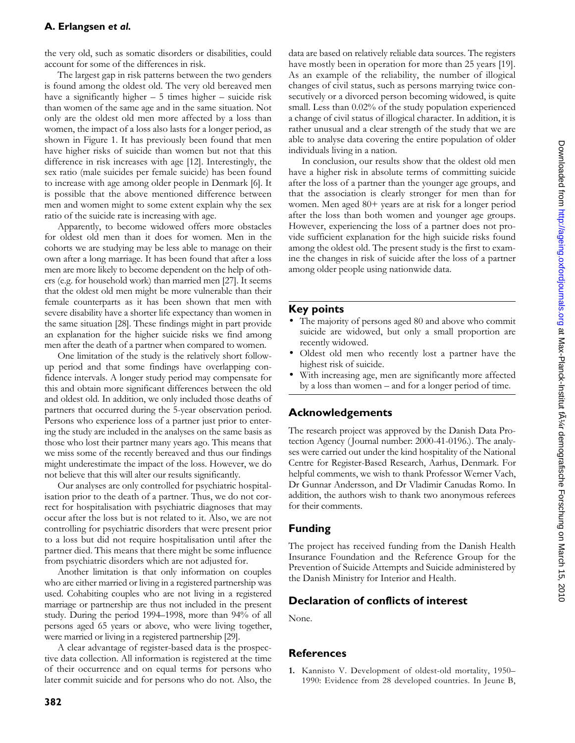the very old, such as somatic disorders or disabilities, could account for some of the differences in risk.

The largest gap in risk patterns between the two genders is found among the oldest old. The very old bereaved men have a significantly higher – 5 times higher – suicide risk than women of the same age and in the same situation. Not only are the oldest old men more affected by a loss than women, the impact of a loss also lasts for a longer period, as shown in Figure 1. It has previously been found that men have higher risks of suicide than women but not that this difference in risk increases with age [12]. Interestingly, the sex ratio (male suicides per female suicide) has been found to increase with age among older people in Denmark [6]. It is possible that the above mentioned difference between men and women might to some extent explain why the sex ratio of the suicide rate is increasing with age.

Apparently, to become widowed offers more obstacles for oldest old men than it does for women. Men in the cohorts we are studying may be less able to manage on their own after a long marriage. It has been found that after a loss men are more likely to become dependent on the help of others (e.g. for household work) than married men [27]. It seems that the oldest old men might be more vulnerable than their female counterparts as it has been shown that men with severe disability have a shorter life expectancy than women in the same situation [28]. These findings might in part provide an explanation for the higher suicide risks we find among men after the death of a partner when compared to women.

One limitation of the study is the relatively short follow-up period and that some findings have overlapping confidence intervals. A longer study period may compensate for this and obtain more significant differences between the old and oldest old. In addition, we only included those deaths of partners that occurred during the 5-year observation period. Persons who experience loss of a partner just prior to entering the study are included in the analyses on the same basis as those who lost their partner many years ago. This means that we miss some of the recently bereaved and thus our findings might underestimate the impact of the loss. However, we do not believe that this will alter our results significantly.

Our analyses are only controlled for psychiatric hospitalisation prior to the death of a partner. Thus, we do not correct for hospitalisation with psychiatric diagnoses that may occur after the loss but is not related to it. Also, we are not controlling for psychiatric disorders that were present prior to a loss but did not require hospitalisation until after the partner died. This means that there might be some influence from psychiatric disorders which are not adjusted for.

Another limitation is that only information on couples who are either married or living in a registered partnership was used. Cohabiting couples who are not living in a registered marriage or partnership are thus not included in the present study. During the period 1994–1998, more than 94% of all persons aged 65 years or above, who were living together, were married or living in a registered partnership [29].

A clear advantage of register-based data is the prospective data collection. All information is registered at the time of their occurrence and on equal terms for persons who later commit suicide and for persons who do not. Also, the data are based on relatively reliable data sources. The registers have mostly been in operation for more than 25 years [19]. As an example of the reliability, the number of illogical changes of civil status, such as persons marrying twice consecutively or a divorced person becoming widowed, is quite small. Less than 0.02% of the study population experienced a change of civil status of illogical character. In addition, it is rather unusual and a clear strength of the study that we are able to analyse data covering the entire population of older individuals living in a nation.

In conclusion, our results show that the oldest old men have a higher risk in absolute terms of committing suicide after the loss of a partner than the younger age groups, and that the association is clearly stronger for men than for women. Men aged 80+ years are at risk for a longer period after the loss than both women and younger age groups. However, experiencing the loss of a partner does not provide sufficient explanation for the high suicide risks found among the oldest old. The present study is the first to examine the changes in risk of suicide after the loss of a partner among older people using nationwide data.

## Key points

- The majority of persons aged 80 and above who commit suicide are widowed, but only a small proportion are recently widowed.
- Oldest old men who recently lost a partner have the highest risk of suicide.
- With increasing age, men are significantly more affected by a loss than women – and for a longer period of time.

## Acknowledgements

The research project was approved by the Danish Data Protection Agency (Journal number: 2000-41-0196.). The analyses were carried out under the kind hospitality of the National Centre for Register-Based Research, Aarhus, Denmark. For helpful comments, we wish to thank Professor Werner Vach, Dr Gunnar Andersson, and Dr Vladimir Canudas Romo. In addition, the authors wish to thank two anonymous referees for their comments.

## Funding

The project has received funding from the Danish Health Insurance Foundation and the Reference Group for the Prevention of Suicide Attempts and Suicide administered by the Danish Ministry for Interior and Health.

## Declaration of conflicts of interest

None.

## References

1. Kannisto V. Development of oldest-old mortality, 1950–1990: Evidence from 28 developed countries. In Jeune B,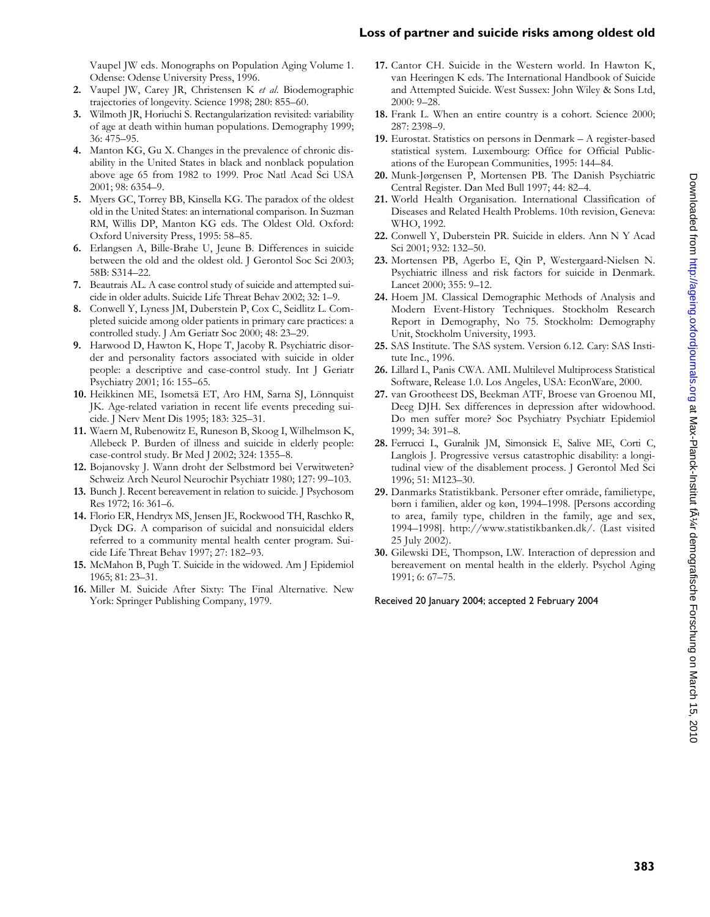Vaupel JW eds. Monographs on Population Aging Volume 1. Odense: Odense University Press, 1996.

2. Vaupel JW, Carey JR, Christensen K *et al*. Biodemographic trajectories of longevity. Science 1998; 280: 855–60.
3. Wilmoth JR, Horiuchi S. Rectangularization revisited: variability of age at death within human populations. Demography 1999; 36: 475–95.
4. Manton KG, Gu X. Changes in the prevalence of chronic disability in the United States in black and nonblack population above age 65 from 1982 to 1999. Proc Natl Acad Sci USA 2001; 98: 6354–9.
5. Myers GC, Torrey BB, Kinsella KG. The paradox of the oldest old in the United States: an international comparison. In Suzman RM, Willis DP, Manton KG eds. The Oldest Old. Oxford: Oxford University Press, 1995: 58–85.
6. Erlangsen A, Bille-Brahe U, Jeune B. Differences in suicide between the old and the oldest old. J Gerontol Soc Sci 2003; 58B: S314–22.
7. Beautrais AL. A case control study of suicide and attempted suicide in older adults. Suicide Life Threat Behav 2002; 32: 1–9.
8. Conwell Y, Lyness JM, Duberstein P, Cox C, Seidlitz L. Completed suicide among older patients in primary care practices: a controlled study. J Am Geriatr Soc 2000; 48: 23–29.
9. Harwood D, Hawton K, Hope T, Jacoby R. Psychiatric disorder and personality factors associated with suicide in older people: a descriptive and case-control study. Int J Geriatr Psychiatry 2001; 16: 155–65.
10. Heikkinen ME, Isometsä ET, Aro HM, Sarna SJ, Lönnquist JK. Age-related variation in recent life events preceding suicide. J Nerv Ment Dis 1995; 183: 325–31.
11. Waern M, Rubenowitz E, Runeson B, Skoog I, Wilhelmson K, Allebeck P. Burden of illness and suicide in elderly people: case-control study. Br Med J 2002; 324: 1355–8.
12. Bojanovsky J. Wann droht der Selbstmord bei Verwitweten? Schweiz Arch Neurol Neurochir Psychiatr 1980; 127: 99–103.
13. Bunch J. Recent bereavement in relation to suicide. J Psychosom Res 1972; 16: 361–6.
14. Florio ER, Hendryx MS, Jensen JE, Rockwood TH, Raschko R, Dyck DG. A comparison of suicidal and nonsuicidal elders referred to a community mental health center program. Suicide Life Threat Behav 1997; 27: 182–93.
15. McMahon B, Pugh T. Suicide in the widowed. Am J Epidemiol 1965; 81: 23–31.
16. Miller M. Suicide After Sixty: The Final Alternative. New York: Springer Publishing Company, 1979.
17. Cantor CH. Suicide in the Western world. In Hawton K, van Heeringen K eds. The International Handbook of Suicide and Attempted Suicide. West Sussex: John Wiley & Sons Ltd, 2000: 9–28.
18. Frank L. When an entire country is a cohort. Science 2000; 287: 2398–9.
19. Eurostat. Statistics on persons in Denmark – A register-based statistical system. Luxembourg: Office for Official Publications of the European Communities, 1995: 144–84.
20. Munk-Jørgensen P, Mortensen PB. The Danish Psychiatric Central Register. Dan Med Bull 1997; 44: 82–4.
21. World Health Organisation. International Classification of Diseases and Related Health Problems. 10th revision, Geneva: WHO, 1992.
22. Conwell Y, Duberstein PR. Suicide in elders. Ann N Y Acad Sci 2001; 932: 132–50.
23. Mortensen PB, Agerbo E, Qin P, Westergaard-Nielsen N. Psychiatric illness and risk factors for suicide in Denmark. Lancet 2000; 355: 9–12.
24. Hoem JM. Classical Demographic Methods of Analysis and Modern Event-History Techniques. Stockholm Research Report in Demography, No 75. Stockholm: Demography Unit, Stockholm University, 1993.
25. SAS Institute. The SAS system. Version 6.12. Cary: SAS Institute Inc., 1996.
26. Lillard L, Panis CWA. AML Multilevel Multiprocess Statistical Software, Release 1.0. Los Angeles, USA: EconWare, 2000.
27. van Grootheest DS, Beekman ATF, Broese van Groenou MI, Deeg DJH. Sex differences in depression after widowhood. Do men suffer more? Soc Psychiatry Psychiatr Epidemiol 1999; 34: 391–8.
28. Ferrucci L, Guralnik JM, Simonsick E, Salive ME, Corti C, Langlois J. Progressive versus catastrophic disability: a longitudinal view of the disablement process. J Gerontol Med Sci 1996; 51: M123–30.
29. Danmarks Statistikbank. Personer efter område, familietype, børn i familien, alder og køn, 1994–1998. [Persons according to area, family type, children in the family, age and sex, 1994–1998]. http://www.statistikbanken.dk/. (Last visited 25 July 2002).
30. Gilewski DE, Thompson, LW. Interaction of depression and bereavement on mental health in the elderly. Psychol Aging 1991; 6: 67–75.

Received 20 January 2004; accepted 2 February 2004